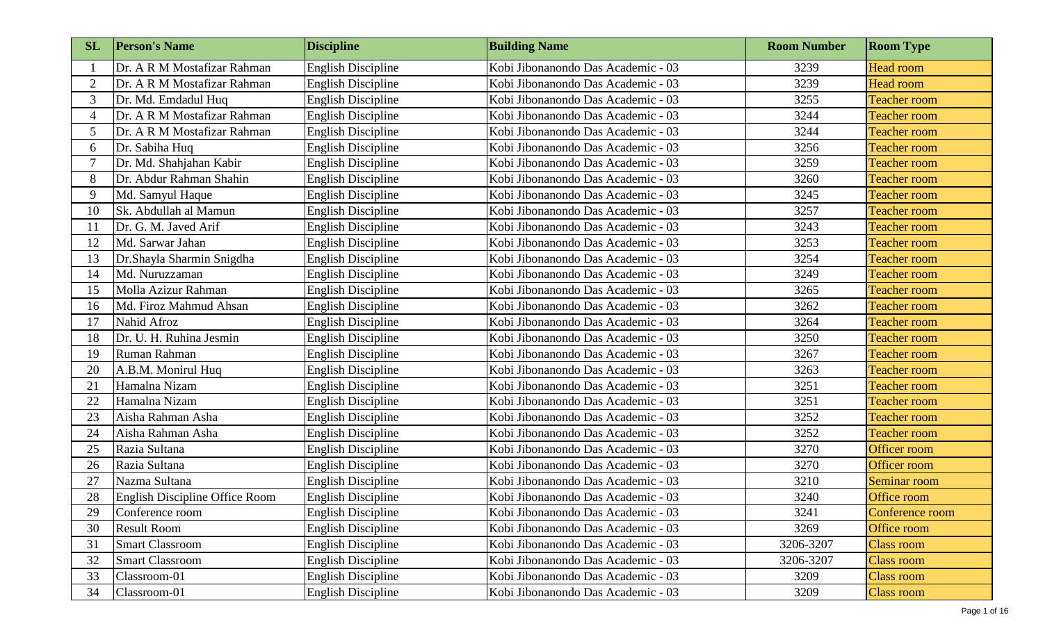| SL | Person's Name | Discipline | Building Name | Room Number | Room Type |
|---|---|---|---|---|---|
| 1 | Dr. A R M Mostafizar Rahman | English Discipline | Kobi Jibonanondo Das Academic - 03 | 3239 | Head room |
| 2 | Dr. A R M Mostafizar Rahman | English Discipline | Kobi Jibonanondo Das Academic - 03 | 3239 | Head room |
| 3 | Dr. Md. Emdadul Huq | English Discipline | Kobi Jibonanondo Das Academic - 03 | 3255 | Teacher room |
| 4 | Dr. A R M Mostafizar Rahman | English Discipline | Kobi Jibonanondo Das Academic - 03 | 3244 | Teacher room |
| 5 | Dr. A R M Mostafizar Rahman | English Discipline | Kobi Jibonanondo Das Academic - 03 | 3244 | Teacher room |
| 6 | Dr. Sabiha Huq | English Discipline | Kobi Jibonanondo Das Academic - 03 | 3256 | Teacher room |
| 7 | Dr. Md. Shahjahan Kabir | English Discipline | Kobi Jibonanondo Das Academic - 03 | 3259 | Teacher room |
| 8 | Dr. Abdur Rahman Shahin | English Discipline | Kobi Jibonanondo Das Academic - 03 | 3260 | Teacher room |
| 9 | Md. Samyul Haque | English Discipline | Kobi Jibonanondo Das Academic - 03 | 3245 | Teacher room |
| 10 | Sk. Abdullah al Mamun | English Discipline | Kobi Jibonanondo Das Academic - 03 | 3257 | Teacher room |
| 11 | Dr. G. M. Javed Arif | English Discipline | Kobi Jibonanondo Das Academic - 03 | 3243 | Teacher room |
| 12 | Md. Sarwar Jahan | English Discipline | Kobi Jibonanondo Das Academic - 03 | 3253 | Teacher room |
| 13 | Dr.Shayla Sharmin Snigdha | English Discipline | Kobi Jibonanondo Das Academic - 03 | 3254 | Teacher room |
| 14 | Md. Nuruzzaman | English Discipline | Kobi Jibonanondo Das Academic - 03 | 3249 | Teacher room |
| 15 | Molla Azizur Rahman | English Discipline | Kobi Jibonanondo Das Academic - 03 | 3265 | Teacher room |
| 16 | Md. Firoz Mahmud Ahsan | English Discipline | Kobi Jibonanondo Das Academic - 03 | 3262 | Teacher room |
| 17 | Nahid Afroz | English Discipline | Kobi Jibonanondo Das Academic - 03 | 3264 | Teacher room |
| 18 | Dr. U. H. Ruhina Jesmin | English Discipline | Kobi Jibonanondo Das Academic - 03 | 3250 | Teacher room |
| 19 | Ruman Rahman | English Discipline | Kobi Jibonanondo Das Academic - 03 | 3267 | Teacher room |
| 20 | A.B.M. Monirul Huq | English Discipline | Kobi Jibonanondo Das Academic - 03 | 3263 | Teacher room |
| 21 | Hamalna Nizam | English Discipline | Kobi Jibonanondo Das Academic - 03 | 3251 | Teacher room |
| 22 | Hamalna Nizam | English Discipline | Kobi Jibonanondo Das Academic - 03 | 3251 | Teacher room |
| 23 | Aisha Rahman Asha | English Discipline | Kobi Jibonanondo Das Academic - 03 | 3252 | Teacher room |
| 24 | Aisha Rahman Asha | English Discipline | Kobi Jibonanondo Das Academic - 03 | 3252 | Teacher room |
| 25 | Razia Sultana | English Discipline | Kobi Jibonanondo Das Academic - 03 | 3270 | Officer room |
| 26 | Razia Sultana | English Discipline | Kobi Jibonanondo Das Academic - 03 | 3270 | Officer room |
| 27 | Nazma Sultana | English Discipline | Kobi Jibonanondo Das Academic - 03 | 3210 | Seminar room |
| 28 | English Discipline Office Room | English Discipline | Kobi Jibonanondo Das Academic - 03 | 3240 | Office room |
| 29 | Conference room | English Discipline | Kobi Jibonanondo Das Academic - 03 | 3241 | Conference room |
| 30 | Result Room | English Discipline | Kobi Jibonanondo Das Academic - 03 | 3269 | Office room |
| 31 | Smart Classroom | English Discipline | Kobi Jibonanondo Das Academic - 03 | 3206-3207 | Class room |
| 32 | Smart Classroom | English Discipline | Kobi Jibonanondo Das Academic - 03 | 3206-3207 | Class room |
| 33 | Classroom-01 | English Discipline | Kobi Jibonanondo Das Academic - 03 | 3209 | Class room |
| 34 | Classroom-01 | English Discipline | Kobi Jibonanondo Das Academic - 03 | 3209 | Class room |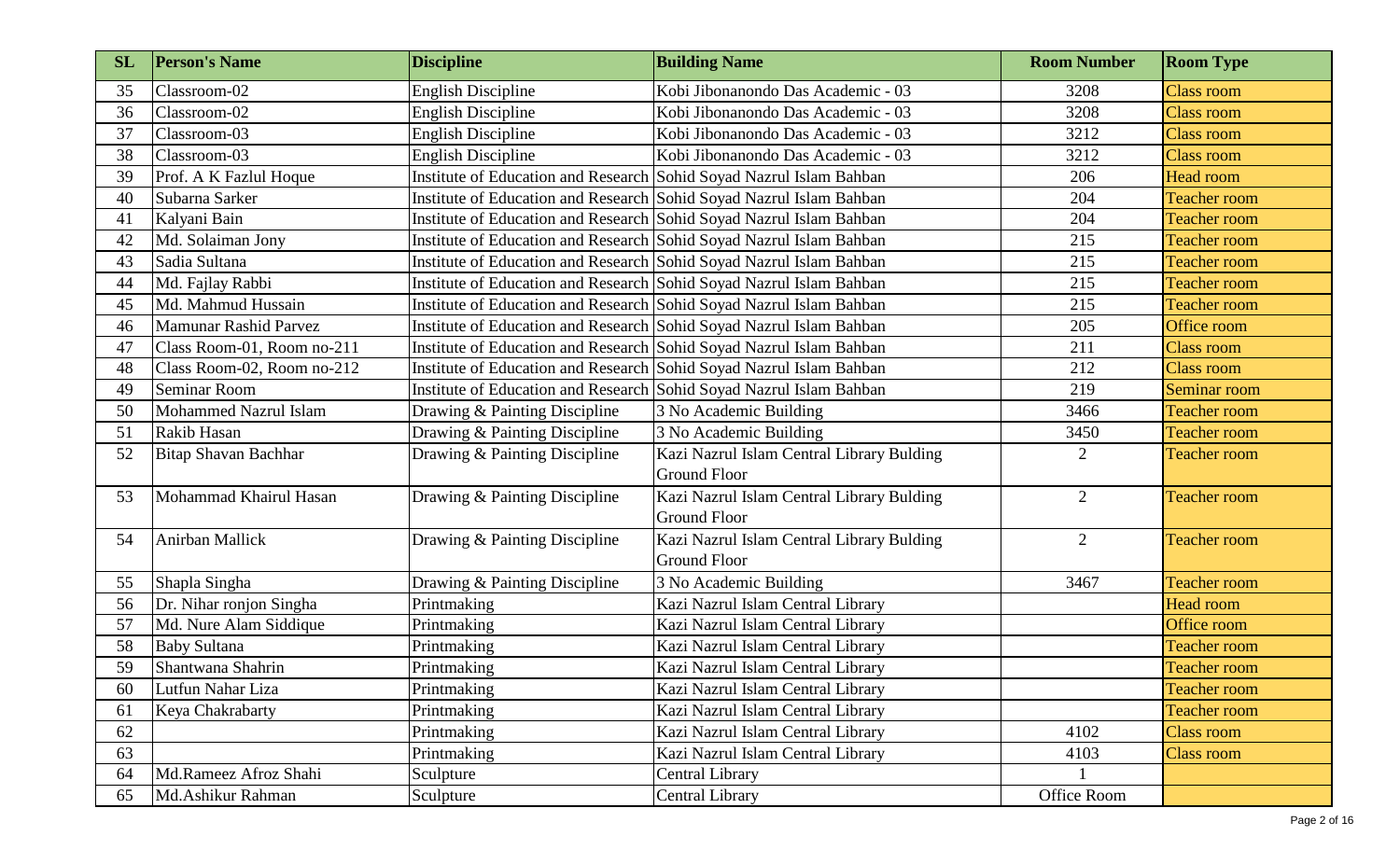| SL | Person's Name | Discipline | Building Name | Room Number | Room Type |
|---|---|---|---|---|---|
| 35 | Classroom-02 | English Discipline | Kobi Jibonanondo Das Academic - 03 | 3208 | Class room |
| 36 | Classroom-02 | English Discipline | Kobi Jibonanondo Das Academic - 03 | 3208 | Class room |
| 37 | Classroom-03 | English Discipline | Kobi Jibonanondo Das Academic - 03 | 3212 | Class room |
| 38 | Classroom-03 | English Discipline | Kobi Jibonanondo Das Academic - 03 | 3212 | Class room |
| 39 | Prof. A K Fazlul Hoque | Institute of Education and Research | Sohid Soyad Nazrul Islam Bahban | 206 | Head room |
| 40 | Subarna Sarker | Institute of Education and Research | Sohid Soyad Nazrul Islam Bahban | 204 | Teacher room |
| 41 | Kalyani Bain | Institute of Education and Research | Sohid Soyad Nazrul Islam Bahban | 204 | Teacher room |
| 42 | Md. Solaiman Jony | Institute of Education and Research | Sohid Soyad Nazrul Islam Bahban | 215 | Teacher room |
| 43 | Sadia Sultana | Institute of Education and Research | Sohid Soyad Nazrul Islam Bahban | 215 | Teacher room |
| 44 | Md. Fajlay Rabbi | Institute of Education and Research | Sohid Soyad Nazrul Islam Bahban | 215 | Teacher room |
| 45 | Md. Mahmud Hussain | Institute of Education and Research | Sohid Soyad Nazrul Islam Bahban | 215 | Teacher room |
| 46 | Mamunar Rashid Parvez | Institute of Education and Research | Sohid Soyad Nazrul Islam Bahban | 205 | Office room |
| 47 | Class Room-01, Room no-211 | Institute of Education and Research | Sohid Soyad Nazrul Islam Bahban | 211 | Class room |
| 48 | Class Room-02, Room no-212 | Institute of Education and Research | Sohid Soyad Nazrul Islam Bahban | 212 | Class room |
| 49 | Seminar Room | Institute of Education and Research | Sohid Soyad Nazrul Islam Bahban | 219 | Seminar room |
| 50 | Mohammed Nazrul Islam | Drawing & Painting Discipline | 3 No Academic Building | 3466 | Teacher room |
| 51 | Rakib Hasan | Drawing & Painting Discipline | 3 No Academic Building | 3450 | Teacher room |
| 52 | Bitap Shavan Bachhar | Drawing & Painting Discipline | Kazi Nazrul Islam Central Library Bulding Ground Floor | 2 | Teacher room |
| 53 | Mohammad Khairul Hasan | Drawing & Painting Discipline | Kazi Nazrul Islam Central Library Bulding Ground Floor | 2 | Teacher room |
| 54 | Anirban Mallick | Drawing & Painting Discipline | Kazi Nazrul Islam Central Library Bulding Ground Floor | 2 | Teacher room |
| 55 | Shapla Singha | Drawing & Painting Discipline | 3 No Academic Building | 3467 | Teacher room |
| 56 | Dr. Nihar ronjon Singha | Printmaking | Kazi Nazrul Islam Central Library | | Head room |
| 57 | Md. Nure Alam Siddique | Printmaking | Kazi Nazrul Islam Central Library | | Office room |
| 58 | Baby Sultana | Printmaking | Kazi Nazrul Islam Central Library | | Teacher room |
| 59 | Shantwana Shahrin | Printmaking | Kazi Nazrul Islam Central Library | | Teacher room |
| 60 | Lutfun Nahar Liza | Printmaking | Kazi Nazrul Islam Central Library | | Teacher room |
| 61 | Keya Chakrabarty | Printmaking | Kazi Nazrul Islam Central Library | | Teacher room |
| 62 | | Printmaking | Kazi Nazrul Islam Central Library | 4102 | Class room |
| 63 | | Printmaking | Kazi Nazrul Islam Central Library | 4103 | Class room |
| 64 | Md.Rameez Afroz Shahi | Sculpture | Central Library | 1 | |
| 65 | Md.Ashikur Rahman | Sculpture | Central Library | Office Room | |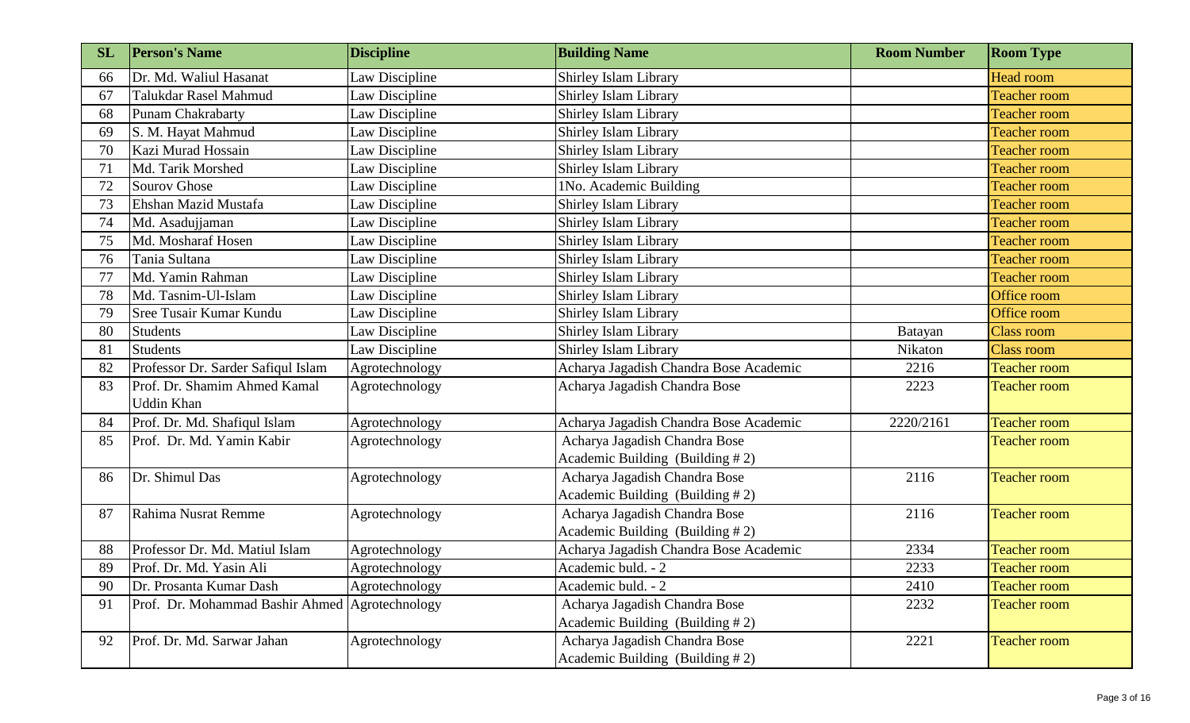| SL | Person's Name | Discipline | Building Name | Room Number | Room Type |
|---|---|---|---|---|---|
| 66 | Dr. Md. Waliul Hasanat | Law Discipline | Shirley Islam Library | | Head room |
| 67 | Talukdar Rasel Mahmud | Law Discipline | Shirley Islam Library | | Teacher room |
| 68 | Punam Chakrabarty | Law Discipline | Shirley Islam Library | | Teacher room |
| 69 | S. M. Hayat Mahmud | Law Discipline | Shirley Islam Library | | Teacher room |
| 70 | Kazi Murad Hossain | Law Discipline | Shirley Islam Library | | Teacher room |
| 71 | Md. Tarik Morshed | Law Discipline | Shirley Islam Library | | Teacher room |
| 72 | Sourov Ghose | Law Discipline | 1No. Academic Building | | Teacher room |
| 73 | Ehshan Mazid Mustafa | Law Discipline | Shirley Islam Library | | Teacher room |
| 74 | Md. Asadujjaman | Law Discipline | Shirley Islam Library | | Teacher room |
| 75 | Md. Mosharaf Hosen | Law Discipline | Shirley Islam Library | | Teacher room |
| 76 | Tania Sultana | Law Discipline | Shirley Islam Library | | Teacher room |
| 77 | Md. Yamin Rahman | Law Discipline | Shirley Islam Library | | Teacher room |
| 78 | Md. Tasnim-Ul-Islam | Law Discipline | Shirley Islam Library | | Office room |
| 79 | Sree Tusair Kumar Kundu | Law Discipline | Shirley Islam Library | | Office room |
| 80 | Students | Law Discipline | Shirley Islam Library | Batayan | Class room |
| 81 | Students | Law Discipline | Shirley Islam Library | Nikaton | Class room |
| 82 | Professor Dr. Sarder Safiqul Islam | Agrotechnology | Acharya Jagadish Chandra Bose Academic | 2216 | Teacher room |
| 83 | Prof. Dr. Shamim Ahmed Kamal Uddin Khan | Agrotechnology | Acharya Jagadish Chandra Bose | 2223 | Teacher room |
| 84 | Prof. Dr. Md. Shafiqul Islam | Agrotechnology | Acharya Jagadish Chandra Bose Academic | 2220/2161 | Teacher room |
| 85 | Prof. Dr. Md. Yamin Kabir | Agrotechnology | Acharya Jagadish Chandra Bose Academic Building (Building # 2) | | Teacher room |
| 86 | Dr. Shimul Das | Agrotechnology | Acharya Jagadish Chandra Bose Academic Building (Building # 2) | 2116 | Teacher room |
| 87 | Rahima Nusrat Remme | Agrotechnology | Acharya Jagadish Chandra Bose Academic Building (Building # 2) | 2116 | Teacher room |
| 88 | Professor Dr. Md. Matiul Islam | Agrotechnology | Acharya Jagadish Chandra Bose Academic | 2334 | Teacher room |
| 89 | Prof. Dr. Md. Yasin Ali | Agrotechnology | Academic buld. - 2 | 2233 | Teacher room |
| 90 | Dr. Prosanta Kumar Dash | Agrotechnology | Academic buld. - 2 | 2410 | Teacher room |
| 91 | Prof. Dr. Mohammad Bashir Ahmed | Agrotechnology | Acharya Jagadish Chandra Bose Academic Building (Building # 2) | 2232 | Teacher room |
| 92 | Prof. Dr. Md. Sarwar Jahan | Agrotechnology | Acharya Jagadish Chandra Bose Academic Building (Building # 2) | 2221 | Teacher room |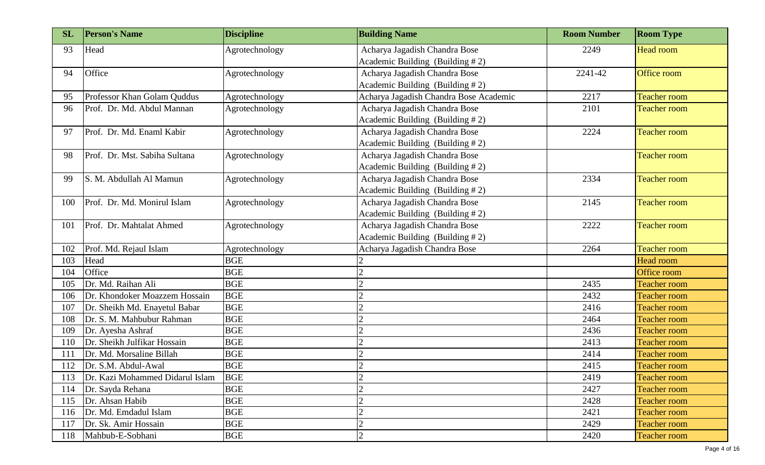| SL | Person's Name | Discipline | Building Name | Room Number | Room Type |
| --- | --- | --- | --- | --- | --- |
| 93 | Head | Agrotechnology | Acharya Jagadish Chandra Bose Academic Building (Building # 2) | 2249 | Head room |
| 94 | Office | Agrotechnology | Acharya Jagadish Chandra Bose Academic Building (Building # 2) | 2241-42 | Office room |
| 95 | Professor Khan Golam Quddus | Agrotechnology | Acharya Jagadish Chandra Bose Academic | 2217 | Teacher room |
| 96 | Prof. Dr. Md. Abdul Mannan | Agrotechnology | Acharya Jagadish Chandra Bose Academic Building (Building # 2) | 2101 | Teacher room |
| 97 | Prof. Dr. Md. Enaml Kabir | Agrotechnology | Acharya Jagadish Chandra Bose Academic Building (Building # 2) | 2224 | Teacher room |
| 98 | Prof. Dr. Mst. Sabiha Sultana | Agrotechnology | Acharya Jagadish Chandra Bose Academic Building (Building # 2) | | Teacher room |
| 99 | S. M. Abdullah Al Mamun | Agrotechnology | Acharya Jagadish Chandra Bose Academic Building (Building # 2) | 2334 | Teacher room |
| 100 | Prof. Dr. Md. Monirul Islam | Agrotechnology | Acharya Jagadish Chandra Bose Academic Building (Building # 2) | 2145 | Teacher room |
| 101 | Prof. Dr. Mahtalat Ahmed | Agrotechnology | Acharya Jagadish Chandra Bose Academic Building (Building # 2) | 2222 | Teacher room |
| 102 | Prof. Md. Rejaul Islam | Agrotechnology | Acharya Jagadish Chandra Bose | 2264 | Teacher room |
| 103 | Head | BGE | 2 | | Head room |
| 104 | Office | BGE | 2 | | Office room |
| 105 | Dr. Md. Raihan Ali | BGE | 2 | 2435 | Teacher room |
| 106 | Dr. Khondoker Moazzem Hossain | BGE | 2 | 2432 | Teacher room |
| 107 | Dr. Sheikh Md. Enayetul Babar | BGE | 2 | 2416 | Teacher room |
| 108 | Dr. S. M. Mahbubur Rahman | BGE | 2 | 2464 | Teacher room |
| 109 | Dr. Ayesha Ashraf | BGE | 2 | 2436 | Teacher room |
| 110 | Dr. Sheikh Julfikar Hossain | BGE | 2 | 2413 | Teacher room |
| 111 | Dr. Md. Morsaline Billah | BGE | 2 | 2414 | Teacher room |
| 112 | Dr. S.M. Abdul-Awal | BGE | 2 | 2415 | Teacher room |
| 113 | Dr. Kazi Mohammed Didarul Islam | BGE | 2 | 2419 | Teacher room |
| 114 | Dr. Sayda Rehana | BGE | 2 | 2427 | Teacher room |
| 115 | Dr. Ahsan Habib | BGE | 2 | 2428 | Teacher room |
| 116 | Dr. Md. Emdadul Islam | BGE | 2 | 2421 | Teacher room |
| 117 | Dr. Sk. Amir Hossain | BGE | 2 | 2429 | Teacher room |
| 118 | Mahbub-E-Sobhani | BGE | 2 | 2420 | Teacher room |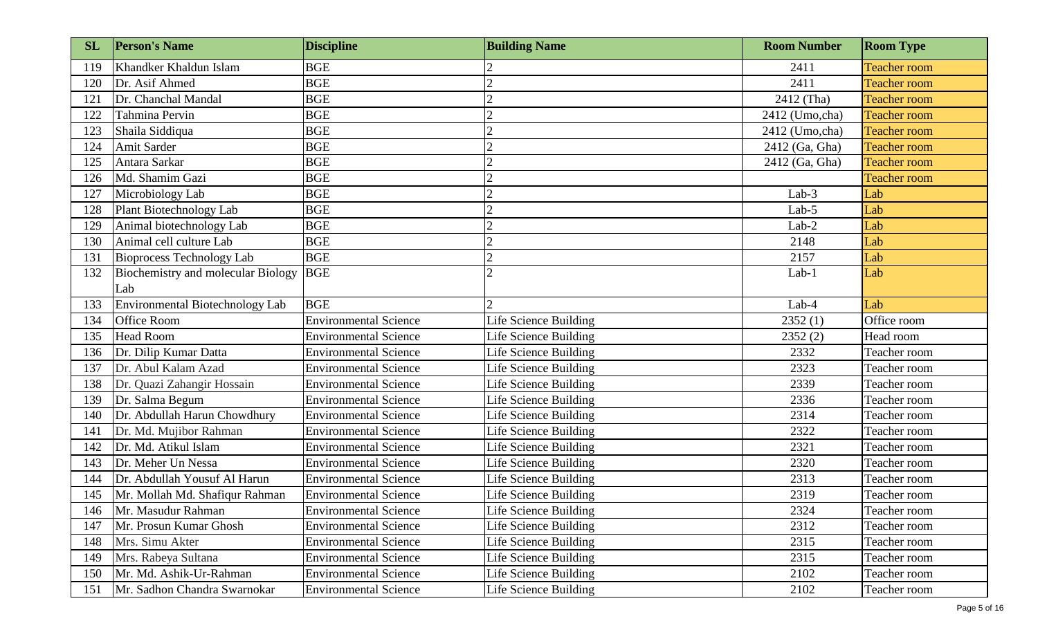| SL | Person's Name | Discipline | Building Name | Room Number | Room Type |
|---|---|---|---|---|---|
| 119 | Khandker Khaldun Islam | BGE | 2 | 2411 | Teacher room |
| 120 | Dr. Asif Ahmed | BGE | 2 | 2411 | Teacher room |
| 121 | Dr. Chanchal Mandal | BGE | 2 | 2412 (Tha) | Teacher room |
| 122 | Tahmina Pervin | BGE | 2 | 2412 (Umo,cha) | Teacher room |
| 123 | Shaila Siddiqua | BGE | 2 | 2412 (Umo,cha) | Teacher room |
| 124 | Amit Sarder | BGE | 2 | 2412 (Ga, Gha) | Teacher room |
| 125 | Antara Sarkar | BGE | 2 | 2412 (Ga, Gha) | Teacher room |
| 126 | Md. Shamim Gazi | BGE | 2 | | Teacher room |
| 127 | Microbiology Lab | BGE | 2 | Lab-3 | Lab |
| 128 | Plant Biotechnology Lab | BGE | 2 | Lab-5 | Lab |
| 129 | Animal biotechnology Lab | BGE | 2 | Lab-2 | Lab |
| 130 | Animal cell culture Lab | BGE | 2 | 2148 | Lab |
| 131 | Bioprocess Technology Lab | BGE | 2 | 2157 | Lab |
| 132 | Biochemistry and molecular Biology Lab | BGE | 2 | Lab-1 | Lab |
| 133 | Environmental Biotechnology Lab | BGE | 2 | Lab-4 | Lab |
| 134 | Office Room | Environmental Science | Life Science Building | 2352 (1) | Office room |
| 135 | Head Room | Environmental Science | Life Science Building | 2352 (2) | Head room |
| 136 | Dr. Dilip Kumar Datta | Environmental Science | Life Science Building | 2332 | Teacher room |
| 137 | Dr. Abul Kalam Azad | Environmental Science | Life Science Building | 2323 | Teacher room |
| 138 | Dr. Quazi Zahangir Hossain | Environmental Science | Life Science Building | 2339 | Teacher room |
| 139 | Dr. Salma Begum | Environmental Science | Life Science Building | 2336 | Teacher room |
| 140 | Dr. Abdullah Harun Chowdhury | Environmental Science | Life Science Building | 2314 | Teacher room |
| 141 | Dr. Md. Mujibor Rahman | Environmental Science | Life Science Building | 2322 | Teacher room |
| 142 | Dr. Md. Atikul Islam | Environmental Science | Life Science Building | 2321 | Teacher room |
| 143 | Dr. Meher Un Nessa | Environmental Science | Life Science Building | 2320 | Teacher room |
| 144 | Dr. Abdullah Yousuf Al Harun | Environmental Science | Life Science Building | 2313 | Teacher room |
| 145 | Mr. Mollah Md. Shafiqur Rahman | Environmental Science | Life Science Building | 2319 | Teacher room |
| 146 | Mr. Masudur Rahman | Environmental Science | Life Science Building | 2324 | Teacher room |
| 147 | Mr. Prosun Kumar Ghosh | Environmental Science | Life Science Building | 2312 | Teacher room |
| 148 | Mrs. Simu Akter | Environmental Science | Life Science Building | 2315 | Teacher room |
| 149 | Mrs. Rabeya Sultana | Environmental Science | Life Science Building | 2315 | Teacher room |
| 150 | Mr. Md. Ashik-Ur-Rahman | Environmental Science | Life Science Building | 2102 | Teacher room |
| 151 | Mr. Sadhon Chandra Swarnokar | Environmental Science | Life Science Building | 2102 | Teacher room |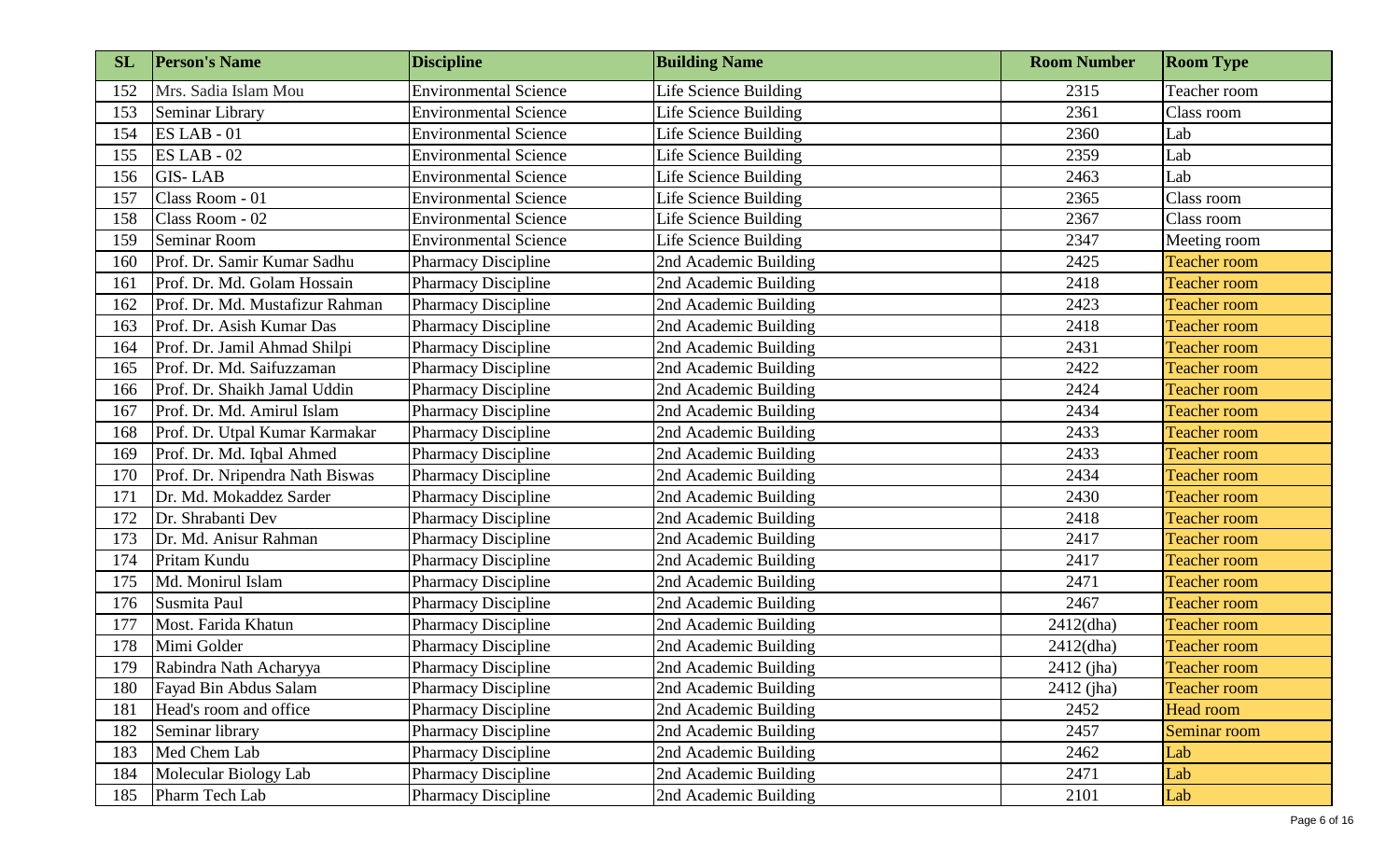| SL | Person's Name | Discipline | Building Name | Room Number | Room Type |
| --- | --- | --- | --- | --- | --- |
| 152 | Mrs. Sadia Islam Mou | Environmental Science | Life Science Building | 2315 | Teacher room |
| 153 | Seminar Library | Environmental Science | Life Science Building | 2361 | Class room |
| 154 | ES LAB - 01 | Environmental Science | Life Science Building | 2360 | Lab |
| 155 | ES LAB - 02 | Environmental Science | Life Science Building | 2359 | Lab |
| 156 | GIS- LAB | Environmental Science | Life Science Building | 2463 | Lab |
| 157 | Class Room - 01 | Environmental Science | Life Science Building | 2365 | Class room |
| 158 | Class Room - 02 | Environmental Science | Life Science Building | 2367 | Class room |
| 159 | Seminar Room | Environmental Science | Life Science Building | 2347 | Meeting room |
| 160 | Prof. Dr. Samir Kumar Sadhu | Pharmacy Discipline | 2nd Academic Building | 2425 | Teacher room |
| 161 | Prof. Dr. Md. Golam Hossain | Pharmacy Discipline | 2nd Academic Building | 2418 | Teacher room |
| 162 | Prof. Dr. Md. Mustafizur Rahman | Pharmacy Discipline | 2nd Academic Building | 2423 | Teacher room |
| 163 | Prof. Dr. Asish Kumar Das | Pharmacy Discipline | 2nd Academic Building | 2418 | Teacher room |
| 164 | Prof. Dr. Jamil Ahmad Shilpi | Pharmacy Discipline | 2nd Academic Building | 2431 | Teacher room |
| 165 | Prof. Dr. Md. Saifuzzaman | Pharmacy Discipline | 2nd Academic Building | 2422 | Teacher room |
| 166 | Prof. Dr. Shaikh Jamal Uddin | Pharmacy Discipline | 2nd Academic Building | 2424 | Teacher room |
| 167 | Prof. Dr. Md. Amirul Islam | Pharmacy Discipline | 2nd Academic Building | 2434 | Teacher room |
| 168 | Prof. Dr. Utpal Kumar Karmakar | Pharmacy Discipline | 2nd Academic Building | 2433 | Teacher room |
| 169 | Prof. Dr. Md. Iqbal Ahmed | Pharmacy Discipline | 2nd Academic Building | 2433 | Teacher room |
| 170 | Prof. Dr. Nripendra Nath Biswas | Pharmacy Discipline | 2nd Academic Building | 2434 | Teacher room |
| 171 | Dr. Md. Mokaddez Sarder | Pharmacy Discipline | 2nd Academic Building | 2430 | Teacher room |
| 172 | Dr. Shrabanti Dev | Pharmacy Discipline | 2nd Academic Building | 2418 | Teacher room |
| 173 | Dr. Md. Anisur Rahman | Pharmacy Discipline | 2nd Academic Building | 2417 | Teacher room |
| 174 | Pritam Kundu | Pharmacy Discipline | 2nd Academic Building | 2417 | Teacher room |
| 175 | Md. Monirul Islam | Pharmacy Discipline | 2nd Academic Building | 2471 | Teacher room |
| 176 | Susmita Paul | Pharmacy Discipline | 2nd Academic Building | 2467 | Teacher room |
| 177 | Most. Farida Khatun | Pharmacy Discipline | 2nd Academic Building | 2412(dha) | Teacher room |
| 178 | Mimi Golder | Pharmacy Discipline | 2nd Academic Building | 2412(dha) | Teacher room |
| 179 | Rabindra Nath Acharyya | Pharmacy Discipline | 2nd Academic Building | 2412 (jha) | Teacher room |
| 180 | Fayad Bin Abdus Salam | Pharmacy Discipline | 2nd Academic Building | 2412 (jha) | Teacher room |
| 181 | Head's room and office | Pharmacy Discipline | 2nd Academic Building | 2452 | Head room |
| 182 | Seminar library | Pharmacy Discipline | 2nd Academic Building | 2457 | Seminar room |
| 183 | Med Chem Lab | Pharmacy Discipline | 2nd Academic Building | 2462 | Lab |
| 184 | Molecular Biology Lab | Pharmacy Discipline | 2nd Academic Building | 2471 | Lab |
| 185 | Pharm Tech Lab | Pharmacy Discipline | 2nd Academic Building | 2101 | Lab |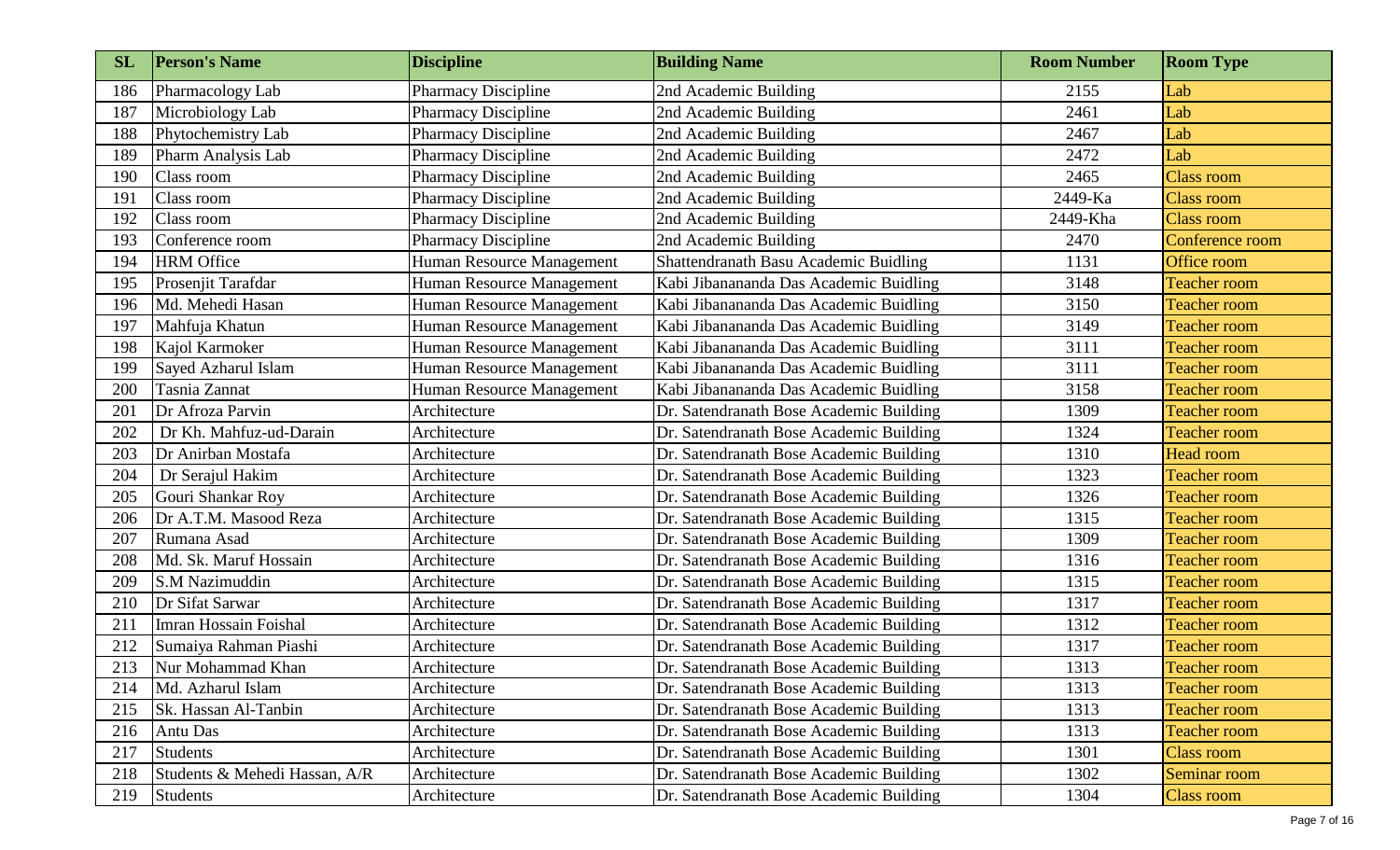| SL | Person's Name | Discipline | Building Name | Room Number | Room Type |
|---|---|---|---|---|---|
| 186 | Pharmacology Lab | Pharmacy Discipline | 2nd Academic Building | 2155 | Lab |
| 187 | Microbiology Lab | Pharmacy Discipline | 2nd Academic Building | 2461 | Lab |
| 188 | Phytochemistry Lab | Pharmacy Discipline | 2nd Academic Building | 2467 | Lab |
| 189 | Pharm Analysis Lab | Pharmacy Discipline | 2nd Academic Building | 2472 | Lab |
| 190 | Class room | Pharmacy Discipline | 2nd Academic Building | 2465 | Class room |
| 191 | Class room | Pharmacy Discipline | 2nd Academic Building | 2449-Ka | Class room |
| 192 | Class room | Pharmacy Discipline | 2nd Academic Building | 2449-Kha | Class room |
| 193 | Conference room | Pharmacy Discipline | 2nd Academic Building | 2470 | Conference room |
| 194 | HRM Office | Human Resource Management | Shattendranath Basu Academic Buidling | 1131 | Office room |
| 195 | Prosenjit Tarafdar | Human Resource Management | Kabi Jibanananda Das Academic Buidling | 3148 | Teacher room |
| 196 | Md. Mehedi Hasan | Human Resource Management | Kabi Jibanananda Das Academic Buidling | 3150 | Teacher room |
| 197 | Mahfuja Khatun | Human Resource Management | Kabi Jibanananda Das Academic Buidling | 3149 | Teacher room |
| 198 | Kajol Karmoker | Human Resource Management | Kabi Jibanananda Das Academic Buidling | 3111 | Teacher room |
| 199 | Sayed Azharul Islam | Human Resource Management | Kabi Jibanananda Das Academic Buidling | 3111 | Teacher room |
| 200 | Tasnia Zannat | Human Resource Management | Kabi Jibanananda Das Academic Buidling | 3158 | Teacher room |
| 201 | Dr Afroza Parvin | Architecture | Dr. Satendranath Bose Academic Building | 1309 | Teacher room |
| 202 | Dr Kh. Mahfuz-ud-Darain | Architecture | Dr. Satendranath Bose Academic Building | 1324 | Teacher room |
| 203 | Dr Anirban Mostafa | Architecture | Dr. Satendranath Bose Academic Building | 1310 | Head room |
| 204 | Dr Serajul Hakim | Architecture | Dr. Satendranath Bose Academic Building | 1323 | Teacher room |
| 205 | Gouri Shankar Roy | Architecture | Dr. Satendranath Bose Academic Building | 1326 | Teacher room |
| 206 | Dr A.T.M. Masood Reza | Architecture | Dr. Satendranath Bose Academic Building | 1315 | Teacher room |
| 207 | Rumana Asad | Architecture | Dr. Satendranath Bose Academic Building | 1309 | Teacher room |
| 208 | Md. Sk. Maruf Hossain | Architecture | Dr. Satendranath Bose Academic Building | 1316 | Teacher room |
| 209 | S.M Nazimuddin | Architecture | Dr. Satendranath Bose Academic Building | 1315 | Teacher room |
| 210 | Dr Sifat Sarwar | Architecture | Dr. Satendranath Bose Academic Building | 1317 | Teacher room |
| 211 | Imran Hossain Foishal | Architecture | Dr. Satendranath Bose Academic Building | 1312 | Teacher room |
| 212 | Sumaiya Rahman Piashi | Architecture | Dr. Satendranath Bose Academic Building | 1317 | Teacher room |
| 213 | Nur Mohammad Khan | Architecture | Dr. Satendranath Bose Academic Building | 1313 | Teacher room |
| 214 | Md. Azharul Islam | Architecture | Dr. Satendranath Bose Academic Building | 1313 | Teacher room |
| 215 | Sk. Hassan Al-Tanbin | Architecture | Dr. Satendranath Bose Academic Building | 1313 | Teacher room |
| 216 | Antu Das | Architecture | Dr. Satendranath Bose Academic Building | 1313 | Teacher room |
| 217 | Students | Architecture | Dr. Satendranath Bose Academic Building | 1301 | Class room |
| 218 | Students & Mehedi Hassan, A/R | Architecture | Dr. Satendranath Bose Academic Building | 1302 | Seminar room |
| 219 | Students | Architecture | Dr. Satendranath Bose Academic Building | 1304 | Class room |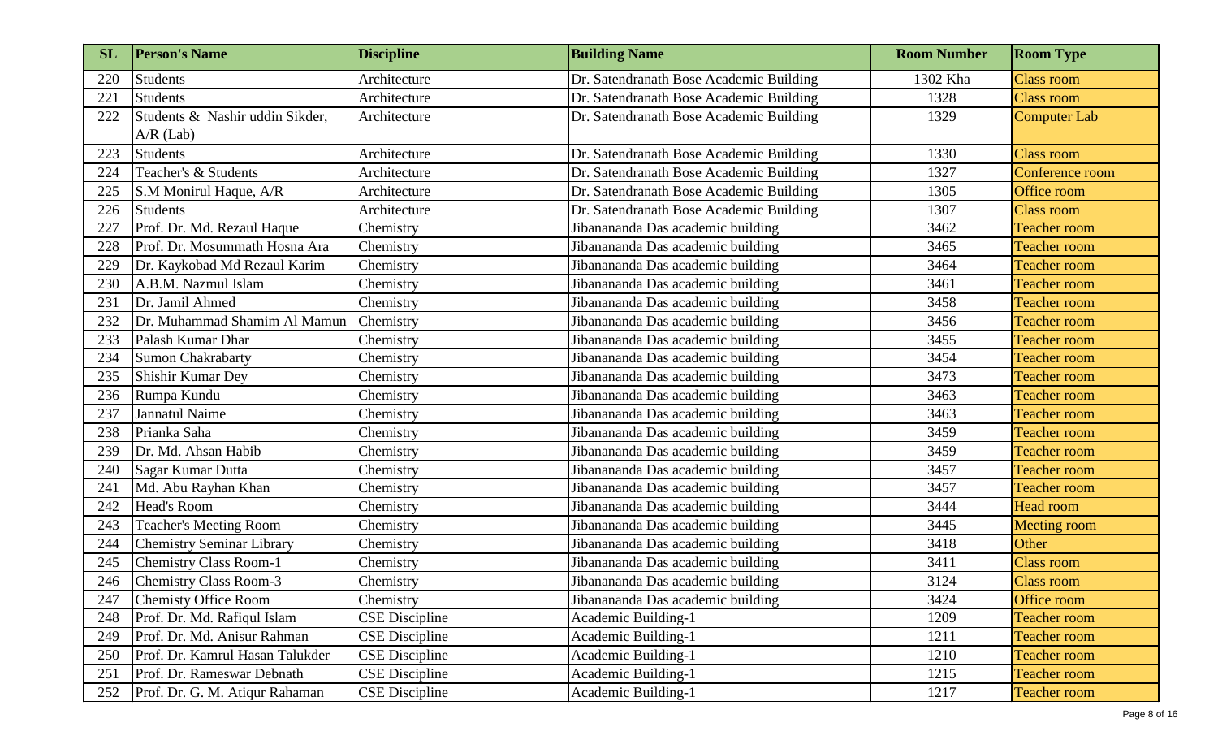| SL | Person's Name | Discipline | Building Name | Room Number | Room Type |
|---|---|---|---|---|---|
| 220 | Students | Architecture | Dr. Satendranath Bose Academic Building | 1302 Kha | Class room |
| 221 | Students | Architecture | Dr. Satendranath Bose Academic Building | 1328 | Class room |
| 222 | Students & Nashir uddin Sikder, A/R (Lab) | Architecture | Dr. Satendranath Bose Academic Building | 1329 | Computer Lab |
| 223 | Students | Architecture | Dr. Satendranath Bose Academic Building | 1330 | Class room |
| 224 | Teacher's & Students | Architecture | Dr. Satendranath Bose Academic Building | 1327 | Conference room |
| 225 | S.M Monirul Haque, A/R | Architecture | Dr. Satendranath Bose Academic Building | 1305 | Office room |
| 226 | Students | Architecture | Dr. Satendranath Bose Academic Building | 1307 | Class room |
| 227 | Prof. Dr. Md. Rezaul Haque | Chemistry | Jibanananda Das academic building | 3462 | Teacher room |
| 228 | Prof. Dr. Mosummath Hosna Ara | Chemistry | Jibanananda Das academic building | 3465 | Teacher room |
| 229 | Dr. Kaykobad Md Rezaul Karim | Chemistry | Jibanananda Das academic building | 3464 | Teacher room |
| 230 | A.B.M. Nazmul Islam | Chemistry | Jibanananda Das academic building | 3461 | Teacher room |
| 231 | Dr. Jamil Ahmed | Chemistry | Jibanananda Das academic building | 3458 | Teacher room |
| 232 | Dr. Muhammad Shamim Al Mamun | Chemistry | Jibanananda Das academic building | 3456 | Teacher room |
| 233 | Palash Kumar Dhar | Chemistry | Jibanananda Das academic building | 3455 | Teacher room |
| 234 | Sumon Chakrabarty | Chemistry | Jibanananda Das academic building | 3454 | Teacher room |
| 235 | Shishir Kumar Dey | Chemistry | Jibanananda Das academic building | 3473 | Teacher room |
| 236 | Rumpa Kundu | Chemistry | Jibanananda Das academic building | 3463 | Teacher room |
| 237 | Jannatul Naime | Chemistry | Jibanananda Das academic building | 3463 | Teacher room |
| 238 | Prianka Saha | Chemistry | Jibanananda Das academic building | 3459 | Teacher room |
| 239 | Dr. Md. Ahsan Habib | Chemistry | Jibanananda Das academic building | 3459 | Teacher room |
| 240 | Sagar Kumar Dutta | Chemistry | Jibanananda Das academic building | 3457 | Teacher room |
| 241 | Md. Abu Rayhan Khan | Chemistry | Jibanananda Das academic building | 3457 | Teacher room |
| 242 | Head's Room | Chemistry | Jibanananda Das academic building | 3444 | Head room |
| 243 | Teacher's Meeting Room | Chemistry | Jibanananda Das academic building | 3445 | Meeting room |
| 244 | Chemistry Seminar Library | Chemistry | Jibanananda Das academic building | 3418 | Other |
| 245 | Chemistry Class Room-1 | Chemistry | Jibanananda Das academic building | 3411 | Class room |
| 246 | Chemistry Class Room-3 | Chemistry | Jibanananda Das academic building | 3124 | Class room |
| 247 | Chemisty Office Room | Chemistry | Jibanananda Das academic building | 3424 | Office room |
| 248 | Prof. Dr. Md. Rafiqul Islam | CSE Discipline | Academic Building-1 | 1209 | Teacher room |
| 249 | Prof. Dr. Md. Anisur Rahman | CSE Discipline | Academic Building-1 | 1211 | Teacher room |
| 250 | Prof. Dr. Kamrul Hasan Talukder | CSE Discipline | Academic Building-1 | 1210 | Teacher room |
| 251 | Prof. Dr. Rameswar Debnath | CSE Discipline | Academic Building-1 | 1215 | Teacher room |
| 252 | Prof. Dr. G. M. Atiqur Rahaman | CSE Discipline | Academic Building-1 | 1217 | Teacher room |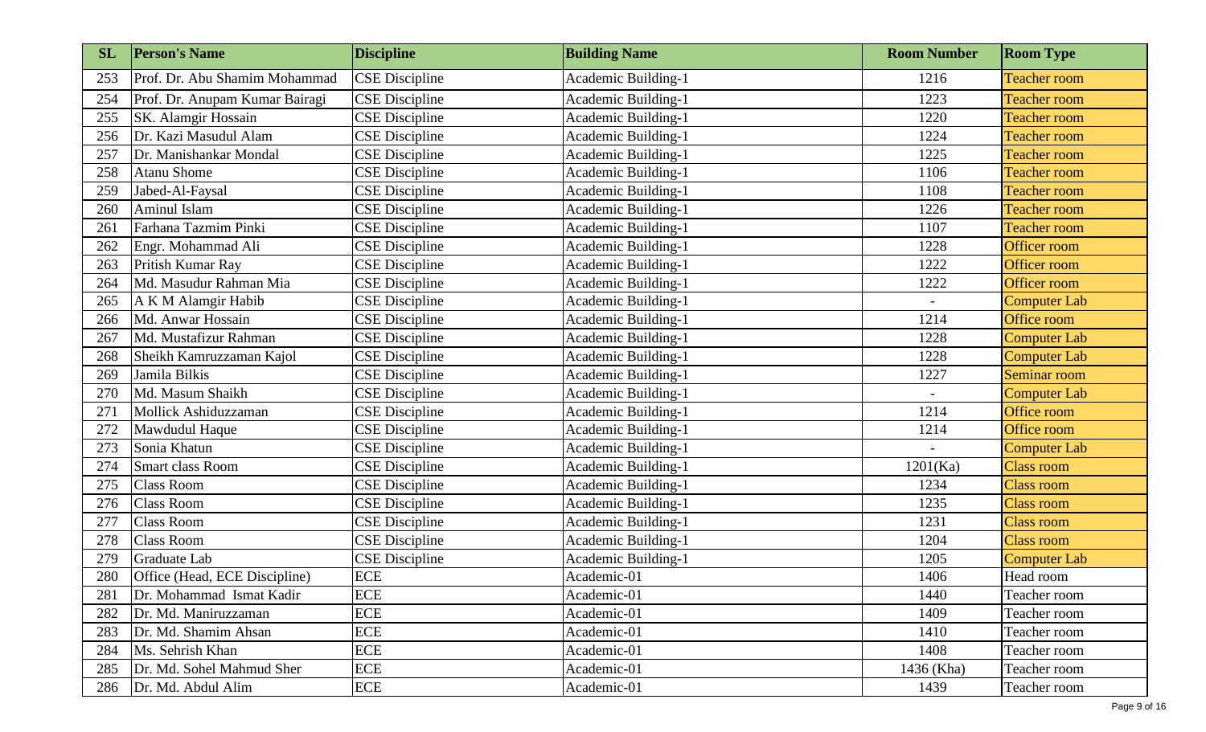| SL | Person's Name | Discipline | Building Name | Room Number | Room Type |
|---|---|---|---|---|---|
| 253 | Prof. Dr. Abu Shamim Mohammad | CSE Discipline | Academic Building-1 | 1216 | Teacher room |
| 254 | Prof. Dr. Anupam Kumar Bairagi | CSE Discipline | Academic Building-1 | 1223 | Teacher room |
| 255 | SK. Alamgir Hossain | CSE Discipline | Academic Building-1 | 1220 | Teacher room |
| 256 | Dr. Kazi Masudul Alam | CSE Discipline | Academic Building-1 | 1224 | Teacher room |
| 257 | Dr. Manishankar Mondal | CSE Discipline | Academic Building-1 | 1225 | Teacher room |
| 258 | Atanu Shome | CSE Discipline | Academic Building-1 | 1106 | Teacher room |
| 259 | Jabed-Al-Faysal | CSE Discipline | Academic Building-1 | 1108 | Teacher room |
| 260 | Aminul Islam | CSE Discipline | Academic Building-1 | 1226 | Teacher room |
| 261 | Farhana Tazmim Pinki | CSE Discipline | Academic Building-1 | 1107 | Teacher room |
| 262 | Engr. Mohammad Ali | CSE Discipline | Academic Building-1 | 1228 | Officer room |
| 263 | Pritish Kumar Ray | CSE Discipline | Academic Building-1 | 1222 | Officer room |
| 264 | Md. Masudur Rahman Mia | CSE Discipline | Academic Building-1 | 1222 | Officer room |
| 265 | A K M Alamgir Habib | CSE Discipline | Academic Building-1 | - | Computer Lab |
| 266 | Md. Anwar Hossain | CSE Discipline | Academic Building-1 | 1214 | Office room |
| 267 | Md. Mustafizur Rahman | CSE Discipline | Academic Building-1 | 1228 | Computer Lab |
| 268 | Sheikh Kamruzzaman Kajol | CSE Discipline | Academic Building-1 | 1228 | Computer Lab |
| 269 | Jamila Bilkis | CSE Discipline | Academic Building-1 | 1227 | Seminar room |
| 270 | Md. Masum Shaikh | CSE Discipline | Academic Building-1 | - | Computer Lab |
| 271 | Mollick Ashiduzzaman | CSE Discipline | Academic Building-1 | 1214 | Office room |
| 272 | Mawdudul Haque | CSE Discipline | Academic Building-1 | 1214 | Office room |
| 273 | Sonia Khatun | CSE Discipline | Academic Building-1 | - | Computer Lab |
| 274 | Smart class Room | CSE Discipline | Academic Building-1 | 1201(Ka) | Class room |
| 275 | Class Room | CSE Discipline | Academic Building-1 | 1234 | Class room |
| 276 | Class Room | CSE Discipline | Academic Building-1 | 1235 | Class room |
| 277 | Class Room | CSE Discipline | Academic Building-1 | 1231 | Class room |
| 278 | Class Room | CSE Discipline | Academic Building-1 | 1204 | Class room |
| 279 | Graduate Lab | CSE Discipline | Academic Building-1 | 1205 | Computer Lab |
| 280 | Office (Head, ECE Discipline) | ECE | Academic-01 | 1406 | Head room |
| 281 | Dr. Mohammad Ismat Kadir | ECE | Academic-01 | 1440 | Teacher room |
| 282 | Dr. Md. Maniruzzaman | ECE | Academic-01 | 1409 | Teacher room |
| 283 | Dr. Md. Shamim Ahsan | ECE | Academic-01 | 1410 | Teacher room |
| 284 | Ms. Sehrish Khan | ECE | Academic-01 | 1408 | Teacher room |
| 285 | Dr. Md. Sohel Mahmud Sher | ECE | Academic-01 | 1436 (Kha) | Teacher room |
| 286 | Dr. Md. Abdul Alim | ECE | Academic-01 | 1439 | Teacher room |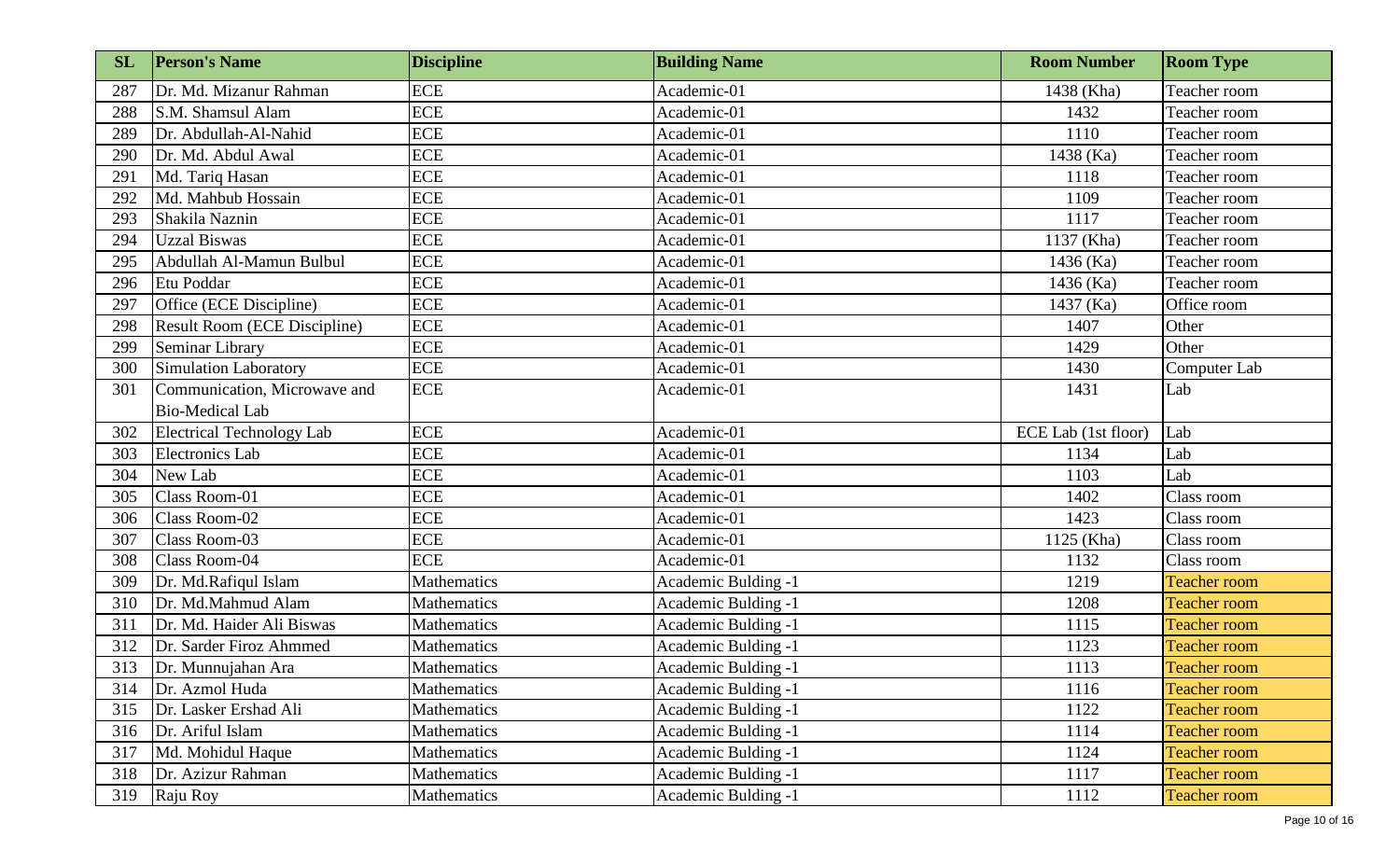| SL | Person's Name | Discipline | Building Name | Room Number | Room Type |
|---|---|---|---|---|---|
| 287 | Dr. Md. Mizanur Rahman | ECE | Academic-01 | 1438 (Kha) | Teacher room |
| 288 | S.M. Shamsul Alam | ECE | Academic-01 | 1432 | Teacher room |
| 289 | Dr. Abdullah-Al-Nahid | ECE | Academic-01 | 1110 | Teacher room |
| 290 | Dr. Md. Abdul Awal | ECE | Academic-01 | 1438 (Ka) | Teacher room |
| 291 | Md. Tariq Hasan | ECE | Academic-01 | 1118 | Teacher room |
| 292 | Md. Mahbub Hossain | ECE | Academic-01 | 1109 | Teacher room |
| 293 | Shakila Naznin | ECE | Academic-01 | 1117 | Teacher room |
| 294 | Uzzal Biswas | ECE | Academic-01 | 1137 (Kha) | Teacher room |
| 295 | Abdullah Al-Mamun Bulbul | ECE | Academic-01 | 1436 (Ka) | Teacher room |
| 296 | Etu Poddar | ECE | Academic-01 | 1436 (Ka) | Teacher room |
| 297 | Office (ECE Discipline) | ECE | Academic-01 | 1437 (Ka) | Office room |
| 298 | Result Room (ECE Discipline) | ECE | Academic-01 | 1407 | Other |
| 299 | Seminar Library | ECE | Academic-01 | 1429 | Other |
| 300 | Simulation Laboratory | ECE | Academic-01 | 1430 | Computer Lab |
| 301 | Communication, Microwave and Bio-Medical Lab | ECE | Academic-01 | 1431 | Lab |
| 302 | Electrical Technology Lab | ECE | Academic-01 | ECE Lab (1st floor) | Lab |
| 303 | Electronics Lab | ECE | Academic-01 | 1134 | Lab |
| 304 | New Lab | ECE | Academic-01 | 1103 | Lab |
| 305 | Class Room-01 | ECE | Academic-01 | 1402 | Class room |
| 306 | Class Room-02 | ECE | Academic-01 | 1423 | Class room |
| 307 | Class Room-03 | ECE | Academic-01 | 1125 (Kha) | Class room |
| 308 | Class Room-04 | ECE | Academic-01 | 1132 | Class room |
| 309 | Dr. Md.Rafiqul Islam | Mathematics | Academic Bulding -1 | 1219 | Teacher room |
| 310 | Dr. Md.Mahmud Alam | Mathematics | Academic Bulding -1 | 1208 | Teacher room |
| 311 | Dr. Md. Haider Ali Biswas | Mathematics | Academic Bulding -1 | 1115 | Teacher room |
| 312 | Dr. Sarder Firoz Ahmmed | Mathematics | Academic Bulding -1 | 1123 | Teacher room |
| 313 | Dr. Munnujahan Ara | Mathematics | Academic Bulding -1 | 1113 | Teacher room |
| 314 | Dr. Azmol Huda | Mathematics | Academic Bulding -1 | 1116 | Teacher room |
| 315 | Dr. Lasker Ershad Ali | Mathematics | Academic Bulding -1 | 1122 | Teacher room |
| 316 | Dr. Ariful Islam | Mathematics | Academic Bulding -1 | 1114 | Teacher room |
| 317 | Md. Mohidul Haque | Mathematics | Academic Bulding -1 | 1124 | Teacher room |
| 318 | Dr. Azizur Rahman | Mathematics | Academic Bulding -1 | 1117 | Teacher room |
| 319 | Raju Roy | Mathematics | Academic Bulding -1 | 1112 | Teacher room |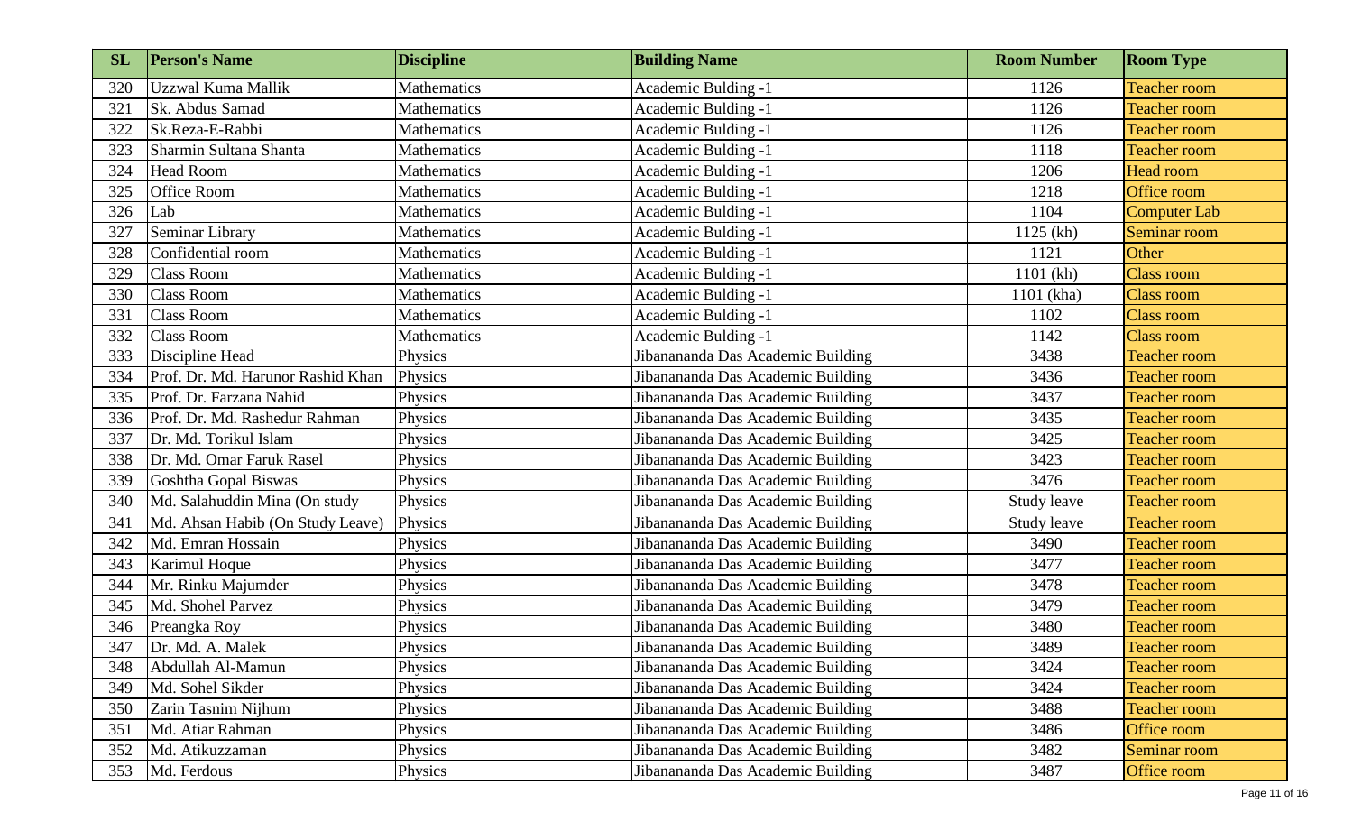| SL | Person's Name | Discipline | Building Name | Room Number | Room Type |
|---|---|---|---|---|---|
| 320 | Uzzwal Kuma Mallik | Mathematics | Academic Bulding -1 | 1126 | Teacher room |
| 321 | Sk. Abdus Samad | Mathematics | Academic Bulding -1 | 1126 | Teacher room |
| 322 | Sk.Reza-E-Rabbi | Mathematics | Academic Bulding -1 | 1126 | Teacher room |
| 323 | Sharmin Sultana Shanta | Mathematics | Academic Bulding -1 | 1118 | Teacher room |
| 324 | Head Room | Mathematics | Academic Bulding -1 | 1206 | Head room |
| 325 | Office Room | Mathematics | Academic Bulding -1 | 1218 | Office room |
| 326 | Lab | Mathematics | Academic Bulding -1 | 1104 | Computer Lab |
| 327 | Seminar Library | Mathematics | Academic Bulding -1 | 1125 (kh) | Seminar room |
| 328 | Confidential room | Mathematics | Academic Bulding -1 | 1121 | Other |
| 329 | Class Room | Mathematics | Academic Bulding -1 | 1101 (kh) | Class room |
| 330 | Class Room | Mathematics | Academic Bulding -1 | 1101 (kha) | Class room |
| 331 | Class Room | Mathematics | Academic Bulding -1 | 1102 | Class room |
| 332 | Class Room | Mathematics | Academic Bulding -1 | 1142 | Class room |
| 333 | Discipline Head | Physics | Jibanananda Das Academic Building | 3438 | Teacher room |
| 334 | Prof. Dr. Md. Harunor Rashid Khan | Physics | Jibanananda Das Academic Building | 3436 | Teacher room |
| 335 | Prof. Dr. Farzana Nahid | Physics | Jibanananda Das Academic Building | 3437 | Teacher room |
| 336 | Prof. Dr. Md. Rashedur Rahman | Physics | Jibanananda Das Academic Building | 3435 | Teacher room |
| 337 | Dr. Md. Torikul Islam | Physics | Jibanananda Das Academic Building | 3425 | Teacher room |
| 338 | Dr. Md. Omar Faruk Rasel | Physics | Jibanananda Das Academic Building | 3423 | Teacher room |
| 339 | Goshtha Gopal Biswas | Physics | Jibanananda Das Academic Building | 3476 | Teacher room |
| 340 | Md. Salahuddin Mina (On study | Physics | Jibanananda Das Academic Building | Study leave | Teacher room |
| 341 | Md. Ahsan Habib (On Study Leave) | Physics | Jibanananda Das Academic Building | Study leave | Teacher room |
| 342 | Md. Emran Hossain | Physics | Jibanananda Das Academic Building | 3490 | Teacher room |
| 343 | Karimul Hoque | Physics | Jibanananda Das Academic Building | 3477 | Teacher room |
| 344 | Mr. Rinku Majumder | Physics | Jibanananda Das Academic Building | 3478 | Teacher room |
| 345 | Md. Shohel Parvez | Physics | Jibanananda Das Academic Building | 3479 | Teacher room |
| 346 | Preangka Roy | Physics | Jibanananda Das Academic Building | 3480 | Teacher room |
| 347 | Dr. Md. A. Malek | Physics | Jibanananda Das Academic Building | 3489 | Teacher room |
| 348 | Abdullah Al-Mamun | Physics | Jibanananda Das Academic Building | 3424 | Teacher room |
| 349 | Md. Sohel Sikder | Physics | Jibanananda Das Academic Building | 3424 | Teacher room |
| 350 | Zarin Tasnim Nijhum | Physics | Jibanananda Das Academic Building | 3488 | Teacher room |
| 351 | Md. Atiar Rahman | Physics | Jibanananda Das Academic Building | 3486 | Office room |
| 352 | Md. Atikuzzaman | Physics | Jibanananda Das Academic Building | 3482 | Seminar room |
| 353 | Md. Ferdous | Physics | Jibanananda Das Academic Building | 3487 | Office room |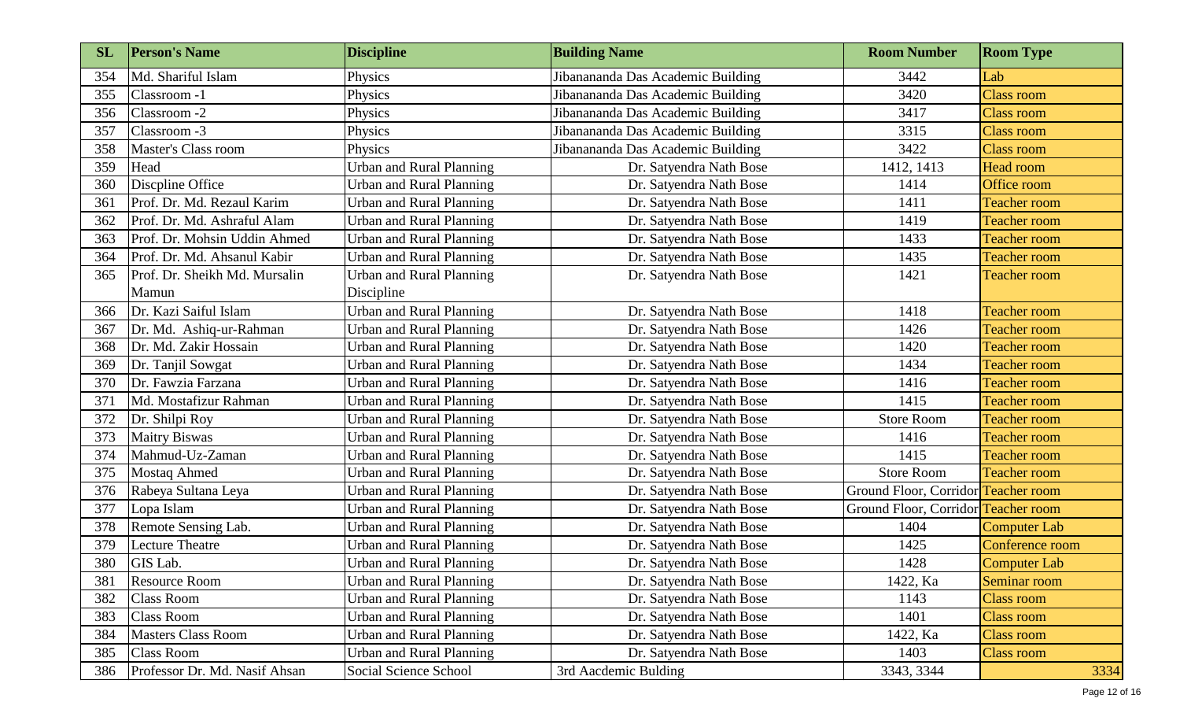| SL | Person's Name | Discipline | Building Name | Room Number | Room Type |
|---|---|---|---|---|---|
| 354 | Md. Shariful Islam | Physics | Jibanananda Das Academic Building | 3442 | Lab |
| 355 | Classroom -1 | Physics | Jibanananda Das Academic Building | 3420 | Class room |
| 356 | Classroom -2 | Physics | Jibanananda Das Academic Building | 3417 | Class room |
| 357 | Classroom -3 | Physics | Jibanananda Das Academic Building | 3315 | Class room |
| 358 | Master's Class room | Physics | Jibanananda Das Academic Building | 3422 | Class room |
| 359 | Head | Urban and Rural Planning | Dr. Satyendra Nath Bose | 1412, 1413 | Head room |
| 360 | Discpline Office | Urban and Rural Planning | Dr. Satyendra Nath Bose | 1414 | Office room |
| 361 | Prof. Dr. Md. Rezaul Karim | Urban and Rural Planning | Dr. Satyendra Nath Bose | 1411 | Teacher room |
| 362 | Prof. Dr. Md. Ashraful Alam | Urban and Rural Planning | Dr. Satyendra Nath Bose | 1419 | Teacher room |
| 363 | Prof. Dr. Mohsin Uddin Ahmed | Urban and Rural Planning | Dr. Satyendra Nath Bose | 1433 | Teacher room |
| 364 | Prof. Dr. Md. Ahsanul Kabir | Urban and Rural Planning | Dr. Satyendra Nath Bose | 1435 | Teacher room |
| 365 | Prof. Dr. Sheikh Md. Mursalin Mamun | Urban and Rural Planning Discipline | Dr. Satyendra Nath Bose | 1421 | Teacher room |
| 366 | Dr. Kazi Saiful Islam | Urban and Rural Planning | Dr. Satyendra Nath Bose | 1418 | Teacher room |
| 367 | Dr. Md. Ashiq-ur-Rahman | Urban and Rural Planning | Dr. Satyendra Nath Bose | 1426 | Teacher room |
| 368 | Dr. Md. Zakir Hossain | Urban and Rural Planning | Dr. Satyendra Nath Bose | 1420 | Teacher room |
| 369 | Dr. Tanjil Sowgat | Urban and Rural Planning | Dr. Satyendra Nath Bose | 1434 | Teacher room |
| 370 | Dr. Fawzia Farzana | Urban and Rural Planning | Dr. Satyendra Nath Bose | 1416 | Teacher room |
| 371 | Md. Mostafizur Rahman | Urban and Rural Planning | Dr. Satyendra Nath Bose | 1415 | Teacher room |
| 372 | Dr. Shilpi Roy | Urban and Rural Planning | Dr. Satyendra Nath Bose | Store Room | Teacher room |
| 373 | Maitry Biswas | Urban and Rural Planning | Dr. Satyendra Nath Bose | 1416 | Teacher room |
| 374 | Mahmud-Uz-Zaman | Urban and Rural Planning | Dr. Satyendra Nath Bose | 1415 | Teacher room |
| 375 | Mostaq Ahmed | Urban and Rural Planning | Dr. Satyendra Nath Bose | Store Room | Teacher room |
| 376 | Rabeya Sultana Leya | Urban and Rural Planning | Dr. Satyendra Nath Bose | Ground Floor, Corridor | Teacher room |
| 377 | Lopa Islam | Urban and Rural Planning | Dr. Satyendra Nath Bose | Ground Floor, Corridor | Teacher room |
| 378 | Remote Sensing Lab. | Urban and Rural Planning | Dr. Satyendra Nath Bose | 1404 | Computer Lab |
| 379 | Lecture Theatre | Urban and Rural Planning | Dr. Satyendra Nath Bose | 1425 | Conference room |
| 380 | GIS Lab. | Urban and Rural Planning | Dr. Satyendra Nath Bose | 1428 | Computer Lab |
| 381 | Resource Room | Urban and Rural Planning | Dr. Satyendra Nath Bose | 1422, Ka | Seminar room |
| 382 | Class Room | Urban and Rural Planning | Dr. Satyendra Nath Bose | 1143 | Class room |
| 383 | Class Room | Urban and Rural Planning | Dr. Satyendra Nath Bose | 1401 | Class room |
| 384 | Masters Class Room | Urban and Rural Planning | Dr. Satyendra Nath Bose | 1422, Ka | Class room |
| 385 | Class Room | Urban and Rural Planning | Dr. Satyendra Nath Bose | 1403 | Class room |
| 386 | Professor Dr. Md. Nasif Ahsan | Social Science School | 3rd Aacdemic Bulding | 3343, 3344 | 3334 |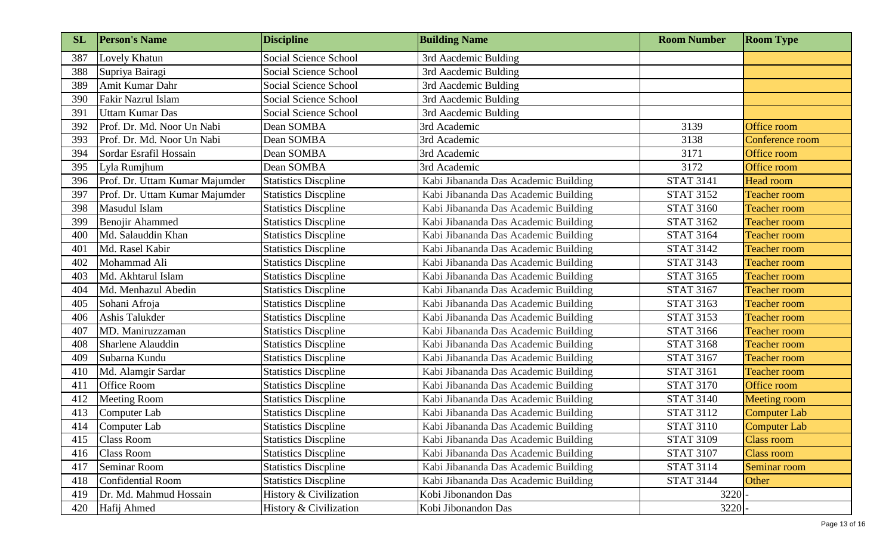| SL | Person's Name | Discipline | Building Name | Room Number | Room Type |
|---|---|---|---|---|---|
| 387 | Lovely Khatun | Social Science School | 3rd Aacdemic Bulding | | |
| 388 | Supriya Bairagi | Social Science School | 3rd Aacdemic Bulding | | |
| 389 | Amit Kumar Dahr | Social Science School | 3rd Aacdemic Bulding | | |
| 390 | Fakir Nazrul Islam | Social Science School | 3rd Aacdemic Bulding | | |
| 391 | Uttam Kumar Das | Social Science School | 3rd Aacdemic Bulding | | |
| 392 | Prof. Dr. Md. Noor Un Nabi | Dean SOMBA | 3rd Academic | 3139 | Office room |
| 393 | Prof. Dr. Md. Noor Un Nabi | Dean SOMBA | 3rd Academic | 3138 | Conference room |
| 394 | Sordar Esrafil Hossain | Dean SOMBA | 3rd Academic | 3171 | Office room |
| 395 | Lyla Rumjhum | Dean SOMBA | 3rd Academic | 3172 | Office room |
| 396 | Prof. Dr. Uttam Kumar Majumder | Statistics Discpline | Kabi Jibananda Das Academic Building | STAT 3141 | Head room |
| 397 | Prof. Dr. Uttam Kumar Majumder | Statistics Discpline | Kabi Jibananda Das Academic Building | STAT 3152 | Teacher room |
| 398 | Masudul Islam | Statistics Discpline | Kabi Jibananda Das Academic Building | STAT 3160 | Teacher room |
| 399 | Benojir Ahammed | Statistics Discpline | Kabi Jibananda Das Academic Building | STAT 3162 | Teacher room |
| 400 | Md. Salauddin Khan | Statistics Discpline | Kabi Jibananda Das Academic Building | STAT 3164 | Teacher room |
| 401 | Md. Rasel Kabir | Statistics Discpline | Kabi Jibananda Das Academic Building | STAT 3142 | Teacher room |
| 402 | Mohammad Ali | Statistics Discpline | Kabi Jibananda Das Academic Building | STAT 3143 | Teacher room |
| 403 | Md. Akhtarul Islam | Statistics Discpline | Kabi Jibananda Das Academic Building | STAT 3165 | Teacher room |
| 404 | Md. Menhazul Abedin | Statistics Discpline | Kabi Jibananda Das Academic Building | STAT 3167 | Teacher room |
| 405 | Sohani Afroja | Statistics Discpline | Kabi Jibananda Das Academic Building | STAT 3163 | Teacher room |
| 406 | Ashis Talukder | Statistics Discpline | Kabi Jibananda Das Academic Building | STAT 3153 | Teacher room |
| 407 | MD. Maniruzzaman | Statistics Discpline | Kabi Jibananda Das Academic Building | STAT 3166 | Teacher room |
| 408 | Sharlene Alauddin | Statistics Discpline | Kabi Jibananda Das Academic Building | STAT 3168 | Teacher room |
| 409 | Subarna Kundu | Statistics Discpline | Kabi Jibananda Das Academic Building | STAT 3167 | Teacher room |
| 410 | Md. Alamgir Sardar | Statistics Discpline | Kabi Jibananda Das Academic Building | STAT 3161 | Teacher room |
| 411 | Office Room | Statistics Discpline | Kabi Jibananda Das Academic Building | STAT 3170 | Office room |
| 412 | Meeting Room | Statistics Discpline | Kabi Jibananda Das Academic Building | STAT 3140 | Meeting room |
| 413 | Computer Lab | Statistics Discpline | Kabi Jibananda Das Academic Building | STAT 3112 | Computer Lab |
| 414 | Computer Lab | Statistics Discpline | Kabi Jibananda Das Academic Building | STAT 3110 | Computer Lab |
| 415 | Class Room | Statistics Discpline | Kabi Jibananda Das Academic Building | STAT 3109 | Class room |
| 416 | Class Room | Statistics Discpline | Kabi Jibananda Das Academic Building | STAT 3107 | Class room |
| 417 | Seminar Room | Statistics Discpline | Kabi Jibananda Das Academic Building | STAT 3114 | Seminar room |
| 418 | Confidential Room | Statistics Discpline | Kabi Jibananda Das Academic Building | STAT 3144 | Other |
| 419 | Dr. Md. Mahmud Hossain | History & Civilization | Kobi Jibonandon Das | 3220 | - |
| 420 | Hafij Ahmed | History & Civilization | Kobi Jibonandon Das | 3220 | - |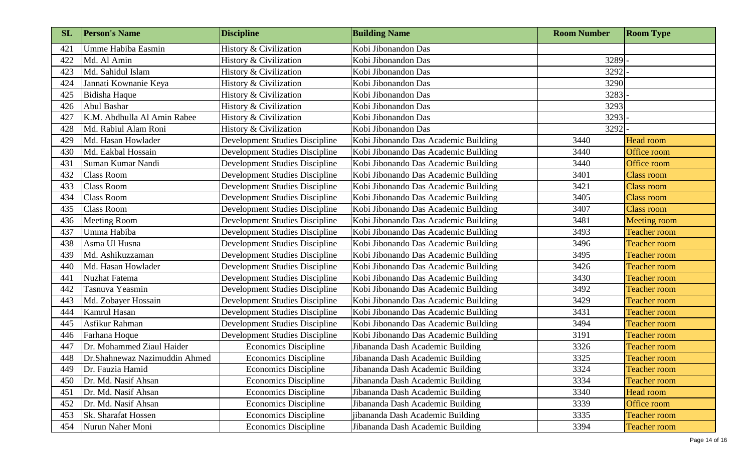| SL | Person's Name | Discipline | Building Name | Room Number | Room Type |
|---|---|---|---|---|---|
| 421 | Umme Habiba Easmin | History & Civilization | Kobi Jibonandon Das | | |
| 422 | Md. Al Amin | History & Civilization | Kobi Jibonandon Das | 3289 | - |
| 423 | Md. Sahidul Islam | History & Civilization | Kobi Jibonandon Das | 3292 | - |
| 424 | Jannati Kownanie Keya | History & Civilization | Kobi Jibonandon Das | 3290 | |
| 425 | Bidisha Haque | History & Civilization | Kobi Jibonandon Das | 3283 | - |
| 426 | Abul Bashar | History & Civilization | Kobi Jibonandon Das | 3293 | |
| 427 | K.M. Abdhulla Al Amin Rabee | History & Civilization | Kobi Jibonandon Das | 3293 | - |
| 428 | Md. Rabiul Alam Roni | History & Civilization | Kobi Jibonandon Das | 3292 | - |
| 429 | Md. Hasan Howlader | Development Studies Discipline | Kobi Jibonando Das Academic Building | 3440 | Head room |
| 430 | Md. Eakbal Hossain | Development Studies Discipline | Kobi Jibonando Das Academic Building | 3440 | Office room |
| 431 | Suman Kumar Nandi | Development Studies Discipline | Kobi Jibonando Das Academic Building | 3440 | Office room |
| 432 | Class Room | Development Studies Discipline | Kobi Jibonando Das Academic Building | 3401 | Class room |
| 433 | Class Room | Development Studies Discipline | Kobi Jibonando Das Academic Building | 3421 | Class room |
| 434 | Class Room | Development Studies Discipline | Kobi Jibonando Das Academic Building | 3405 | Class room |
| 435 | Class Room | Development Studies Discipline | Kobi Jibonando Das Academic Building | 3407 | Class room |
| 436 | Meeting Room | Development Studies Discipline | Kobi Jibonando Das Academic Building | 3481 | Meeting room |
| 437 | Umma Habiba | Development Studies Discipline | Kobi Jibonando Das Academic Building | 3493 | Teacher room |
| 438 | Asma Ul Husna | Development Studies Discipline | Kobi Jibonando Das Academic Building | 3496 | Teacher room |
| 439 | Md. Ashikuzzaman | Development Studies Discipline | Kobi Jibonando Das Academic Building | 3495 | Teacher room |
| 440 | Md. Hasan Howlader | Development Studies Discipline | Kobi Jibonando Das Academic Building | 3426 | Teacher room |
| 441 | Nuzhat Fatema | Development Studies Discipline | Kobi Jibonando Das Academic Building | 3430 | Teacher room |
| 442 | Tasnuva Yeasmin | Development Studies Discipline | Kobi Jibonando Das Academic Building | 3492 | Teacher room |
| 443 | Md. Zobayer Hossain | Development Studies Discipline | Kobi Jibonando Das Academic Building | 3429 | Teacher room |
| 444 | Kamrul Hasan | Development Studies Discipline | Kobi Jibonando Das Academic Building | 3431 | Teacher room |
| 445 | Asfikur Rahman | Development Studies Discipline | Kobi Jibonando Das Academic Building | 3494 | Teacher room |
| 446 | Farhana Hoque | Development Studies Discipline | Kobi Jibonando Das Academic Building | 3191 | Teacher room |
| 447 | Dr. Mohammed Ziaul Haider | Economics Discipline | Jibananda Dash Academic Building | 3326 | Teacher room |
| 448 | Dr.Shahnewaz Nazimuddin Ahmed | Economics Discipline | Jibananda Dash Academic Building | 3325 | Teacher room |
| 449 | Dr. Fauzia Hamid | Economics Discipline | Jibananda Dash Academic Building | 3324 | Teacher room |
| 450 | Dr. Md. Nasif Ahsan | Economics Discipline | Jibananda Dash Academic Building | 3334 | Teacher room |
| 451 | Dr. Md. Nasif Ahsan | Economics Discipline | Jibananda Dash Academic Building | 3340 | Head room |
| 452 | Dr. Md. Nasif Ahsan | Economics Discipline | Jibananda Dash Academic Building | 3339 | Office room |
| 453 | Sk. Sharafat Hossen | Economics Discipline | jibananda Dash Academic Building | 3335 | Teacher room |
| 454 | Nurun Naher Moni | Economics Discipline | Jibananda Dash Academic Building | 3394 | Teacher room |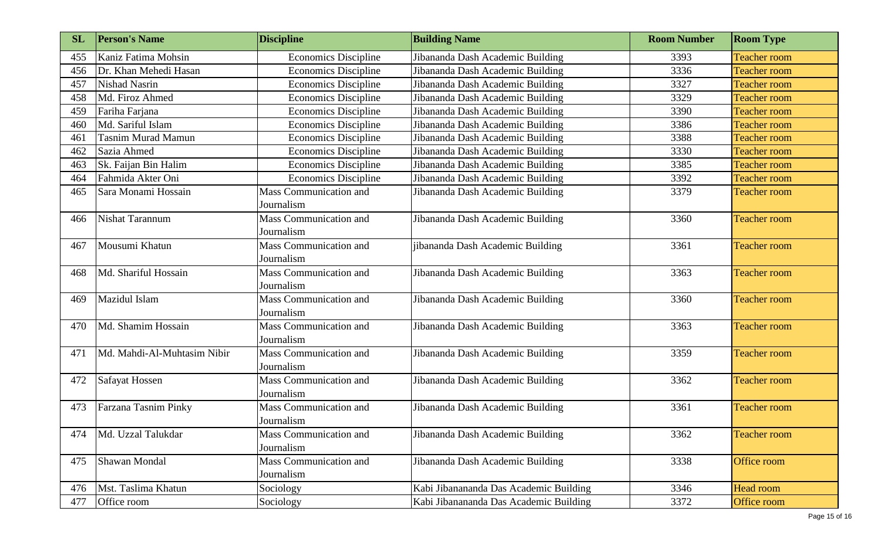| SL | Person's Name | Discipline | Building Name | Room Number | Room Type |
|---|---|---|---|---|---|
| 455 | Kaniz Fatima Mohsin | Economics Discipline | Jibananda Dash Academic Building | 3393 | Teacher room |
| 456 | Dr. Khan Mehedi Hasan | Economics Discipline | Jibananda Dash Academic Building | 3336 | Teacher room |
| 457 | Nishad Nasrin | Economics Discipline | Jibananda Dash Academic Building | 3327 | Teacher room |
| 458 | Md. Firoz Ahmed | Economics Discipline | Jibananda Dash Academic Building | 3329 | Teacher room |
| 459 | Fariha Farjana | Economics Discipline | Jibananda Dash Academic Building | 3390 | Teacher room |
| 460 | Md. Sariful Islam | Economics Discipline | Jibananda Dash Academic Building | 3386 | Teacher room |
| 461 | Tasnim Murad Mamun | Economics Discipline | Jibananda Dash Academic Building | 3388 | Teacher room |
| 462 | Sazia Ahmed | Economics Discipline | Jibananda Dash Academic Building | 3330 | Teacher room |
| 463 | Sk. Faijan Bin Halim | Economics Discipline | Jibananda Dash Academic Building | 3385 | Teacher room |
| 464 | Fahmida Akter Oni | Economics Discipline | Jibananda Dash Academic Building | 3392 | Teacher room |
| 465 | Sara Monami Hossain | Mass Communication and Journalism | Jibananda Dash Academic Building | 3379 | Teacher room |
| 466 | Nishat Tarannum | Mass Communication and Journalism | Jibananda Dash Academic Building | 3360 | Teacher room |
| 467 | Mousumi Khatun | Mass Communication and Journalism | jibananda Dash Academic Building | 3361 | Teacher room |
| 468 | Md. Shariful Hossain | Mass Communication and Journalism | Jibananda Dash Academic Building | 3363 | Teacher room |
| 469 | Mazidul Islam | Mass Communication and Journalism | Jibananda Dash Academic Building | 3360 | Teacher room |
| 470 | Md. Shamim Hossain | Mass Communication and Journalism | Jibananda Dash Academic Building | 3363 | Teacher room |
| 471 | Md. Mahdi-Al-Muhtasim Nibir | Mass Communication and Journalism | Jibananda Dash Academic Building | 3359 | Teacher room |
| 472 | Safayat Hossen | Mass Communication and Journalism | Jibananda Dash Academic Building | 3362 | Teacher room |
| 473 | Farzana Tasnim Pinky | Mass Communication and Journalism | Jibananda Dash Academic Building | 3361 | Teacher room |
| 474 | Md. Uzzal Talukdar | Mass Communication and Journalism | Jibananda Dash Academic Building | 3362 | Teacher room |
| 475 | Shawan Mondal | Mass Communication and Journalism | Jibananda Dash Academic Building | 3338 | Office room |
| 476 | Mst. Taslima Khatun | Sociology | Kabi Jibanananda Das Academic Building | 3346 | Head room |
| 477 | Office room | Sociology | Kabi Jibanananda Das Academic Building | 3372 | Office room |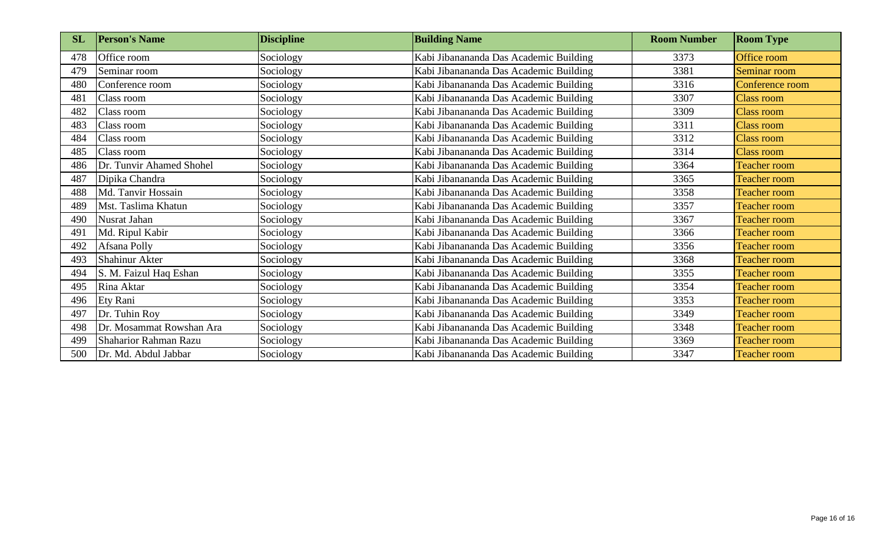| SL | Person's Name | Discipline | Building Name | Room Number | Room Type |
|---|---|---|---|---|---|
| 478 | Office room | Sociology | Kabi Jibanananda Das Academic Building | 3373 | Office room |
| 479 | Seminar room | Sociology | Kabi Jibanananda Das Academic Building | 3381 | Seminar room |
| 480 | Conference room | Sociology | Kabi Jibanananda Das Academic Building | 3316 | Conference room |
| 481 | Class room | Sociology | Kabi Jibanananda Das Academic Building | 3307 | Class room |
| 482 | Class room | Sociology | Kabi Jibanananda Das Academic Building | 3309 | Class room |
| 483 | Class room | Sociology | Kabi Jibanananda Das Academic Building | 3311 | Class room |
| 484 | Class room | Sociology | Kabi Jibanananda Das Academic Building | 3312 | Class room |
| 485 | Class room | Sociology | Kabi Jibanananda Das Academic Building | 3314 | Class room |
| 486 | Dr. Tunvir Ahamed Shohel | Sociology | Kabi Jibanananda Das Academic Building | 3364 | Teacher room |
| 487 | Dipika Chandra | Sociology | Kabi Jibanananda Das Academic Building | 3365 | Teacher room |
| 488 | Md. Tanvir Hossain | Sociology | Kabi Jibanananda Das Academic Building | 3358 | Teacher room |
| 489 | Mst. Taslima Khatun | Sociology | Kabi Jibanananda Das Academic Building | 3357 | Teacher room |
| 490 | Nusrat Jahan | Sociology | Kabi Jibanananda Das Academic Building | 3367 | Teacher room |
| 491 | Md. Ripul Kabir | Sociology | Kabi Jibanananda Das Academic Building | 3366 | Teacher room |
| 492 | Afsana Polly | Sociology | Kabi Jibanananda Das Academic Building | 3356 | Teacher room |
| 493 | Shahinur Akter | Sociology | Kabi Jibanananda Das Academic Building | 3368 | Teacher room |
| 494 | S. M. Faizul Haq Eshan | Sociology | Kabi Jibanananda Das Academic Building | 3355 | Teacher room |
| 495 | Rina Aktar | Sociology | Kabi Jibanananda Das Academic Building | 3354 | Teacher room |
| 496 | Ety Rani | Sociology | Kabi Jibanananda Das Academic Building | 3353 | Teacher room |
| 497 | Dr. Tuhin Roy | Sociology | Kabi Jibanananda Das Academic Building | 3349 | Teacher room |
| 498 | Dr. Mosammat Rowshan Ara | Sociology | Kabi Jibanananda Das Academic Building | 3348 | Teacher room |
| 499 | Shaharior Rahman Razu | Sociology | Kabi Jibanananda Das Academic Building | 3369 | Teacher room |
| 500 | Dr. Md. Abdul Jabbar | Sociology | Kabi Jibanananda Das Academic Building | 3347 | Teacher room |